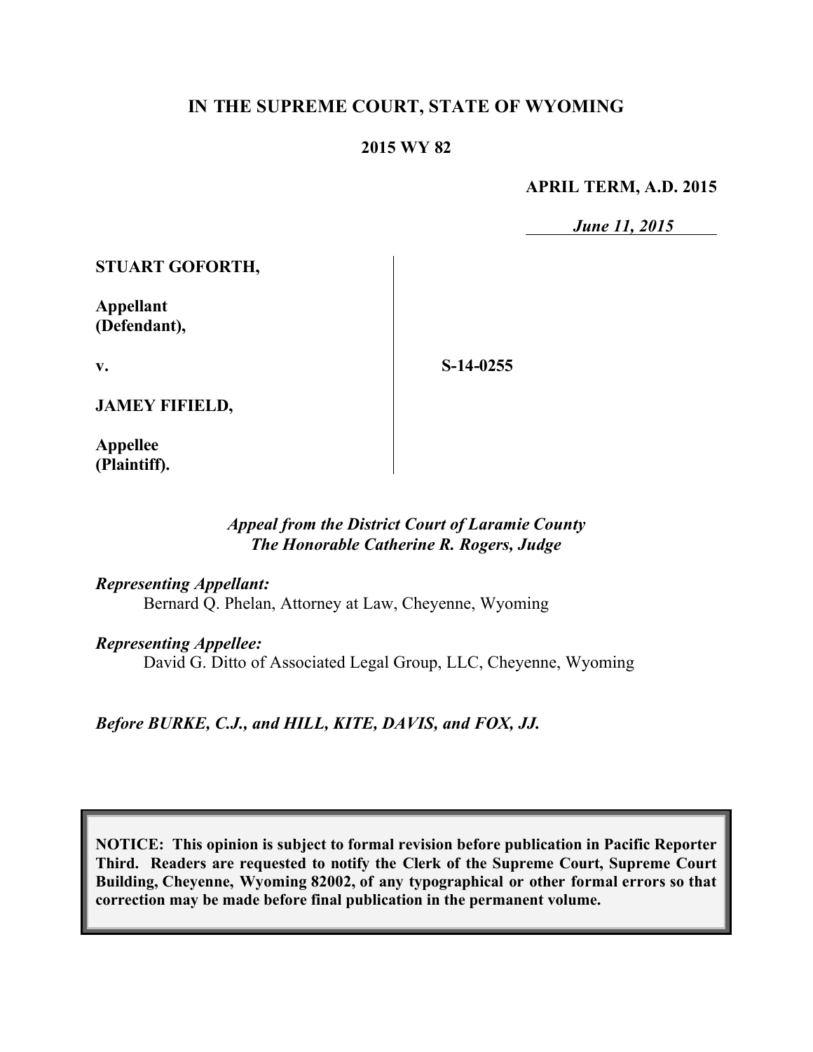**IN THE SUPREME COURT, STATE OF WYOMING**

**2015 WY 82**

**APRIL TERM, A.D. 2015**

***June 11, 2015***

**STUART GOFORTH,**

**Appellant (Defendant),**

**v.**

**JAMEY FIFIELD,**

**Appellee (Plaintiff).**

**S-14-0255**

*Appeal from the District Court of Laramie County*
*The Honorable Catherine R. Rogers, Judge*

*Representing Appellant:*
Bernard Q. Phelan, Attorney at Law, Cheyenne, Wyoming

*Representing Appellee:*
David G. Ditto of Associated Legal Group, LLC, Cheyenne, Wyoming

*Before BURKE, C.J., and HILL, KITE, DAVIS, and FOX, JJ.*

**NOTICE: This opinion is subject to formal revision before publication in Pacific Reporter Third. Readers are requested to notify the Clerk of the Supreme Court, Supreme Court Building, Cheyenne, Wyoming 82002, of any typographical or other formal errors so that correction may be made before final publication in the permanent volume.**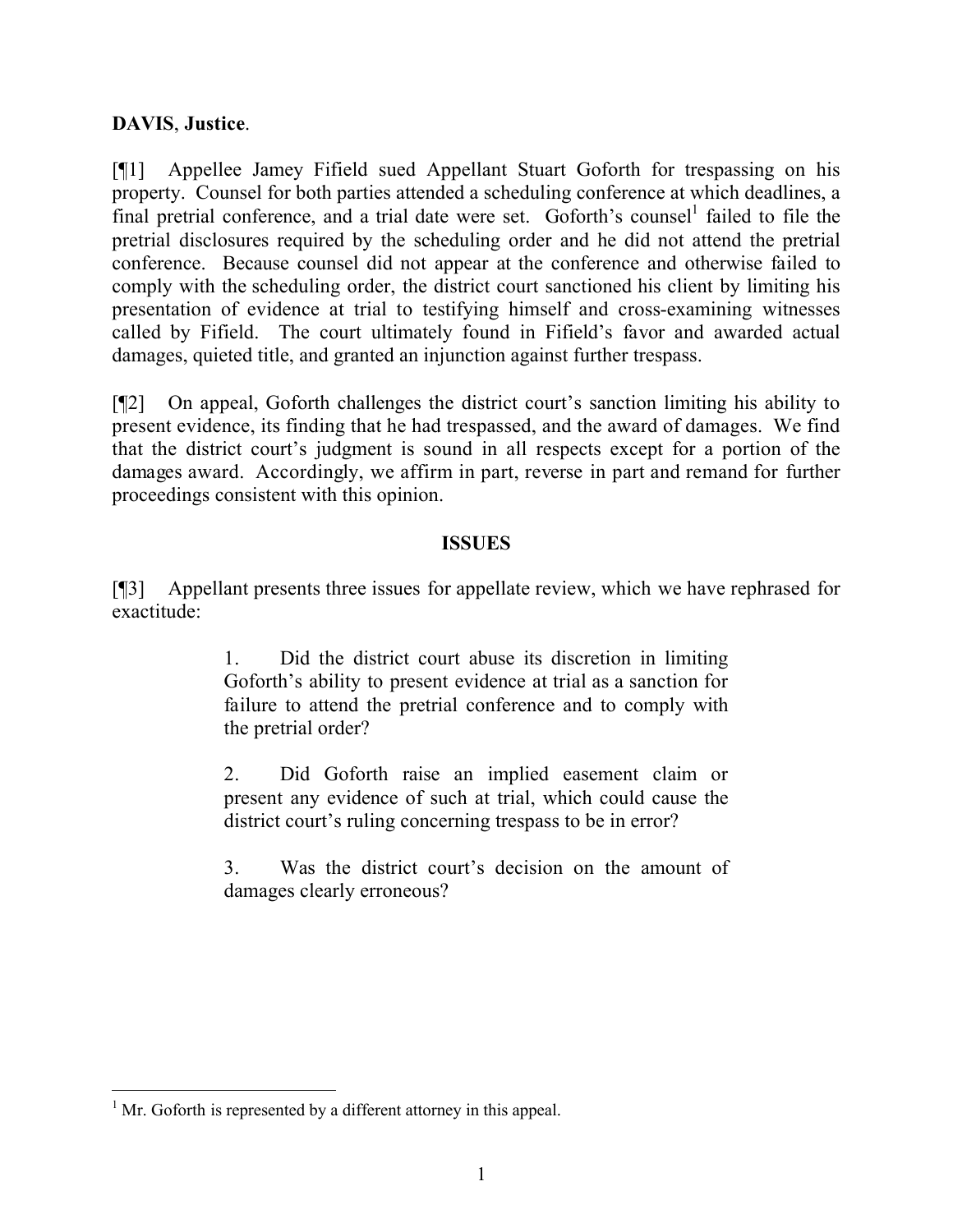**DAVIS**, **Justice**.

[¶1] Appellee Jamey Fifield sued Appellant Stuart Goforth for trespassing on his property. Counsel for both parties attended a scheduling conference at which deadlines, a final pretrial conference, and a trial date were set. Goforth's counsel[1] failed to file the pretrial disclosures required by the scheduling order and he did not attend the pretrial conference. Because counsel did not appear at the conference and otherwise failed to comply with the scheduling order, the district court sanctioned his client by limiting his presentation of evidence at trial to testifying himself and cross-examining witnesses called by Fifield. The court ultimately found in Fifield's favor and awarded actual damages, quieted title, and granted an injunction against further trespass.

[¶2] On appeal, Goforth challenges the district court's sanction limiting his ability to present evidence, its finding that he had trespassed, and the award of damages. We find that the district court's judgment is sound in all respects except for a portion of the damages award. Accordingly, we affirm in part, reverse in part and remand for further proceedings consistent with this opinion.

## ISSUES

[¶3] Appellant presents three issues for appellate review, which we have rephrased for exactitude:

> 1. Did the district court abuse its discretion in limiting Goforth's ability to present evidence at trial as a sanction for failure to attend the pretrial conference and to comply with the pretrial order?
>
> 2. Did Goforth raise an implied easement claim or present any evidence of such at trial, which could cause the district court's ruling concerning trespass to be in error?
>
> 3. Was the district court's decision on the amount of damages clearly erroneous?

---

[1] Mr. Goforth is represented by a different attorney in this appeal.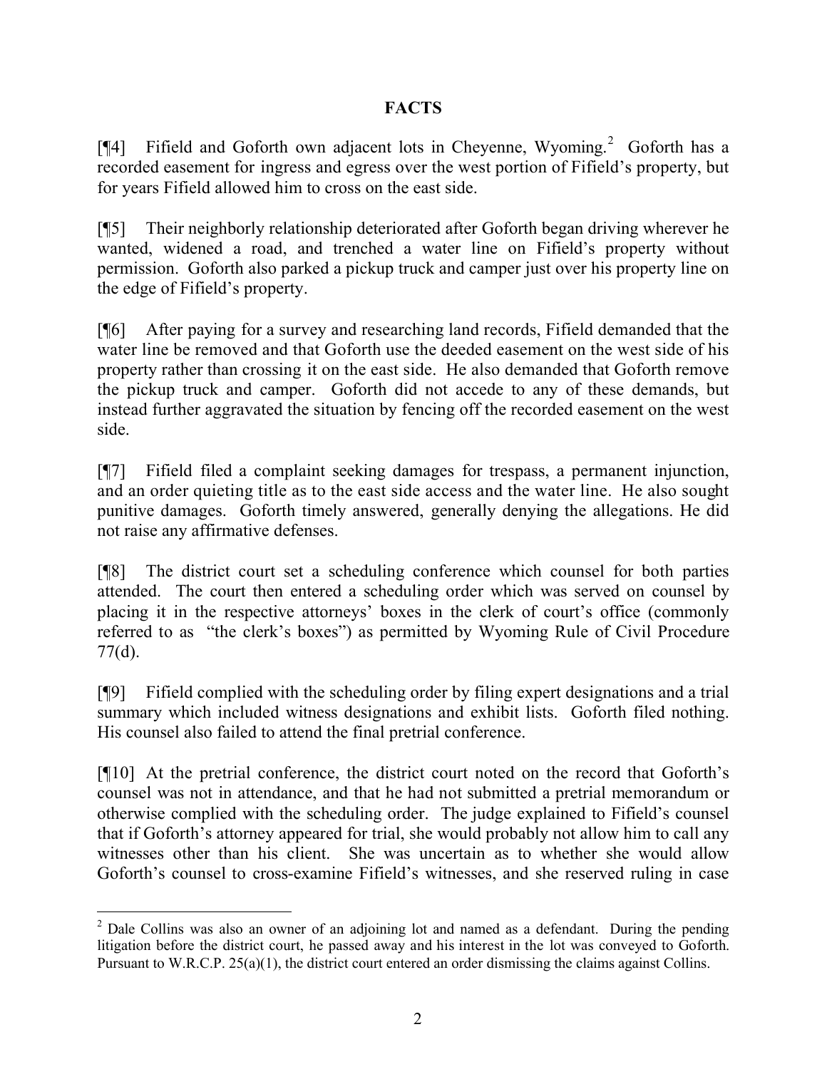## FACTS

[¶4] Fifield and Goforth own adjacent lots in Cheyenne, Wyoming.[2] Goforth has a recorded easement for ingress and egress over the west portion of Fifield's property, but for years Fifield allowed him to cross on the east side.

[¶5] Their neighborly relationship deteriorated after Goforth began driving wherever he wanted, widened a road, and trenched a water line on Fifield's property without permission. Goforth also parked a pickup truck and camper just over his property line on the edge of Fifield's property.

[¶6] After paying for a survey and researching land records, Fifield demanded that the water line be removed and that Goforth use the deeded easement on the west side of his property rather than crossing it on the east side. He also demanded that Goforth remove the pickup truck and camper. Goforth did not accede to any of these demands, but instead further aggravated the situation by fencing off the recorded easement on the west side.

[¶7] Fifield filed a complaint seeking damages for trespass, a permanent injunction, and an order quieting title as to the east side access and the water line. He also sought punitive damages. Goforth timely answered, generally denying the allegations. He did not raise any affirmative defenses.

[¶8] The district court set a scheduling conference which counsel for both parties attended. The court then entered a scheduling order which was served on counsel by placing it in the respective attorneys' boxes in the clerk of court's office (commonly referred to as "the clerk's boxes") as permitted by Wyoming Rule of Civil Procedure 77(d).

[¶9] Fifield complied with the scheduling order by filing expert designations and a trial summary which included witness designations and exhibit lists. Goforth filed nothing. His counsel also failed to attend the final pretrial conference.

[¶10] At the pretrial conference, the district court noted on the record that Goforth's counsel was not in attendance, and that he had not submitted a pretrial memorandum or otherwise complied with the scheduling order. The judge explained to Fifield's counsel that if Goforth's attorney appeared for trial, she would probably not allow him to call any witnesses other than his client. She was uncertain as to whether she would allow Goforth's counsel to cross-examine Fifield's witnesses, and she reserved ruling in case

---

[2] Dale Collins was also an owner of an adjoining lot and named as a defendant. During the pending litigation before the district court, he passed away and his interest in the lot was conveyed to Goforth. Pursuant to W.R.C.P. 25(a)(1), the district court entered an order dismissing the claims against Collins.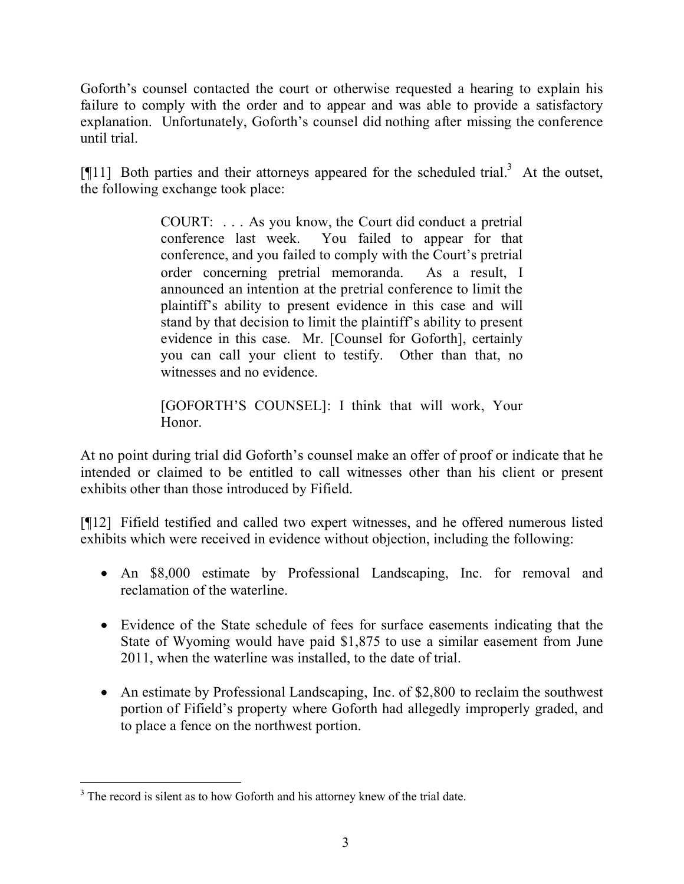Goforth's counsel contacted the court or otherwise requested a hearing to explain his failure to comply with the order and to appear and was able to provide a satisfactory explanation. Unfortunately, Goforth's counsel did nothing after missing the conference until trial.

[¶11] Both parties and their attorneys appeared for the scheduled trial.[3] At the outset, the following exchange took place:

> COURT: . . . As you know, the Court did conduct a pretrial conference last week. You failed to appear for that conference, and you failed to comply with the Court's pretrial order concerning pretrial memoranda. As a result, I announced an intention at the pretrial conference to limit the plaintiff's ability to present evidence in this case and will stand by that decision to limit the plaintiff's ability to present evidence in this case. Mr. [Counsel for Goforth], certainly you can call your client to testify. Other than that, no witnesses and no evidence.
>
> [GOFORTH'S COUNSEL]: I think that will work, Your Honor.

At no point during trial did Goforth's counsel make an offer of proof or indicate that he intended or claimed to be entitled to call witnesses other than his client or present exhibits other than those introduced by Fifield.

[¶12] Fifield testified and called two expert witnesses, and he offered numerous listed exhibits which were received in evidence without objection, including the following:

- An $8,000 estimate by Professional Landscaping, Inc. for removal and reclamation of the waterline.
- Evidence of the State schedule of fees for surface easements indicating that the State of Wyoming would have paid $1,875 to use a similar easement from June 2011, when the waterline was installed, to the date of trial.
- An estimate by Professional Landscaping, Inc. of $2,800 to reclaim the southwest portion of Fifield's property where Goforth had allegedly improperly graded, and to place a fence on the northwest portion.

---

[3] The record is silent as to how Goforth and his attorney knew of the trial date.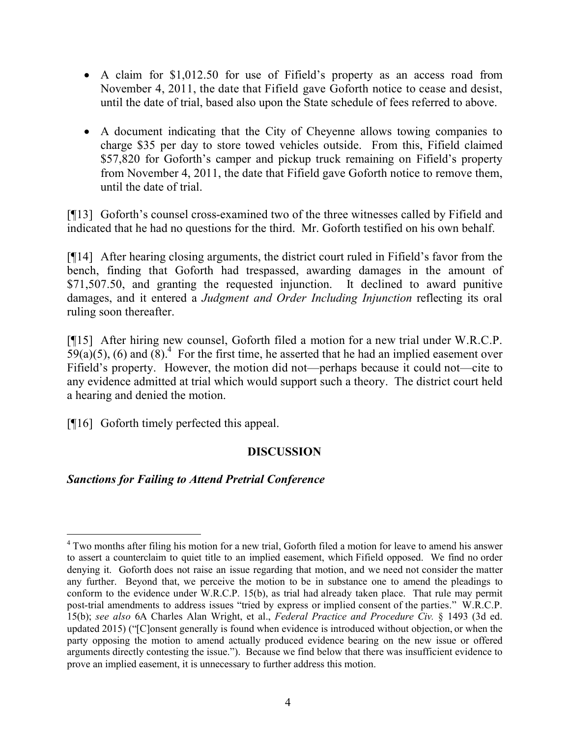- A claim for $1,012.50 for use of Fifield's property as an access road from November 4, 2011, the date that Fifield gave Goforth notice to cease and desist, until the date of trial, based also upon the State schedule of fees referred to above.

- A document indicating that the City of Cheyenne allows towing companies to charge $35 per day to store towed vehicles outside. From this, Fifield claimed $57,820 for Goforth's camper and pickup truck remaining on Fifield's property from November 4, 2011, the date that Fifield gave Goforth notice to remove them, until the date of trial.

[¶13] Goforth's counsel cross-examined two of the three witnesses called by Fifield and indicated that he had no questions for the third. Mr. Goforth testified on his own behalf.

[¶14] After hearing closing arguments, the district court ruled in Fifield's favor from the bench, finding that Goforth had trespassed, awarding damages in the amount of $71,507.50, and granting the requested injunction. It declined to award punitive damages, and it entered a *Judgment and Order Including Injunction* reflecting its oral ruling soon thereafter.

[¶15] After hiring new counsel, Goforth filed a motion for a new trial under W.R.C.P. 59(a)(5), (6) and (8).[4] For the first time, he asserted that he had an implied easement over Fifield's property. However, the motion did not—perhaps because it could not—cite to any evidence admitted at trial which would support such a theory. The district court held a hearing and denied the motion.

[¶16] Goforth timely perfected this appeal.

## DISCUSSION

### *Sanctions for Failing to Attend Pretrial Conference*

---

[4] Two months after filing his motion for a new trial, Goforth filed a motion for leave to amend his answer to assert a counterclaim to quiet title to an implied easement, which Fifield opposed. We find no order denying it. Goforth does not raise an issue regarding that motion, and we need not consider the matter any further. Beyond that, we perceive the motion to be in substance one to amend the pleadings to conform to the evidence under W.R.C.P. 15(b), as trial had already taken place. That rule may permit post-trial amendments to address issues "tried by express or implied consent of the parties." W.R.C.P. 15(b); *see also* 6A Charles Alan Wright, et al., *Federal Practice and Procedure Civ.* § 1493 (3d ed. updated 2015) ("[C]onsent generally is found when evidence is introduced without objection, or when the party opposing the motion to amend actually produced evidence bearing on the new issue or offered arguments directly contesting the issue."). Because we find below that there was insufficient evidence to prove an implied easement, it is unnecessary to further address this motion.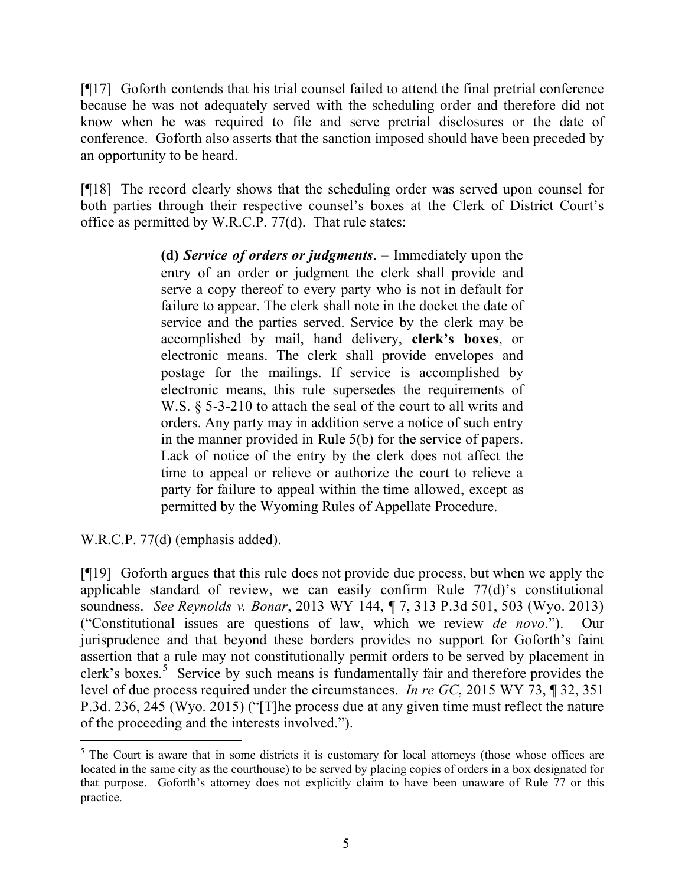[¶17] Goforth contends that his trial counsel failed to attend the final pretrial conference because he was not adequately served with the scheduling order and therefore did not know when he was required to file and serve pretrial disclosures or the date of conference. Goforth also asserts that the sanction imposed should have been preceded by an opportunity to be heard.

[¶18] The record clearly shows that the scheduling order was served upon counsel for both parties through their respective counsel's boxes at the Clerk of District Court's office as permitted by W.R.C.P. 77(d). That rule states:

> **(d)** ***Service of orders or judgments***. – Immediately upon the entry of an order or judgment the clerk shall provide and serve a copy thereof to every party who is not in default for failure to appear. The clerk shall note in the docket the date of service and the parties served. Service by the clerk may be accomplished by mail, hand delivery, **clerk's boxes**, or electronic means. The clerk shall provide envelopes and postage for the mailings. If service is accomplished by electronic means, this rule supersedes the requirements of W.S. § 5-3-210 to attach the seal of the court to all writs and orders. Any party may in addition serve a notice of such entry in the manner provided in Rule 5(b) for the service of papers. Lack of notice of the entry by the clerk does not affect the time to appeal or relieve or authorize the court to relieve a party for failure to appeal within the time allowed, except as permitted by the Wyoming Rules of Appellate Procedure.

W.R.C.P. 77(d) (emphasis added).

[¶19] Goforth argues that this rule does not provide due process, but when we apply the applicable standard of review, we can easily confirm Rule 77(d)'s constitutional soundness. *See Reynolds v. Bonar*, 2013 WY 144, ¶ 7, 313 P.3d 501, 503 (Wyo. 2013) ("Constitutional issues are questions of law, which we review *de novo*."). Our jurisprudence and that beyond these borders provides no support for Goforth's faint assertion that a rule may not constitutionally permit orders to be served by placement in clerk's boxes.[5] Service by such means is fundamentally fair and therefore provides the level of due process required under the circumstances. *In re GC*, 2015 WY 73, ¶ 32, 351 P.3d. 236, 245 (Wyo. 2015) ("[T]he process due at any given time must reflect the nature of the proceeding and the interests involved.").

---

[5] The Court is aware that in some districts it is customary for local attorneys (those whose offices are located in the same city as the courthouse) to be served by placing copies of orders in a box designated for that purpose. Goforth's attorney does not explicitly claim to have been unaware of Rule 77 or this practice.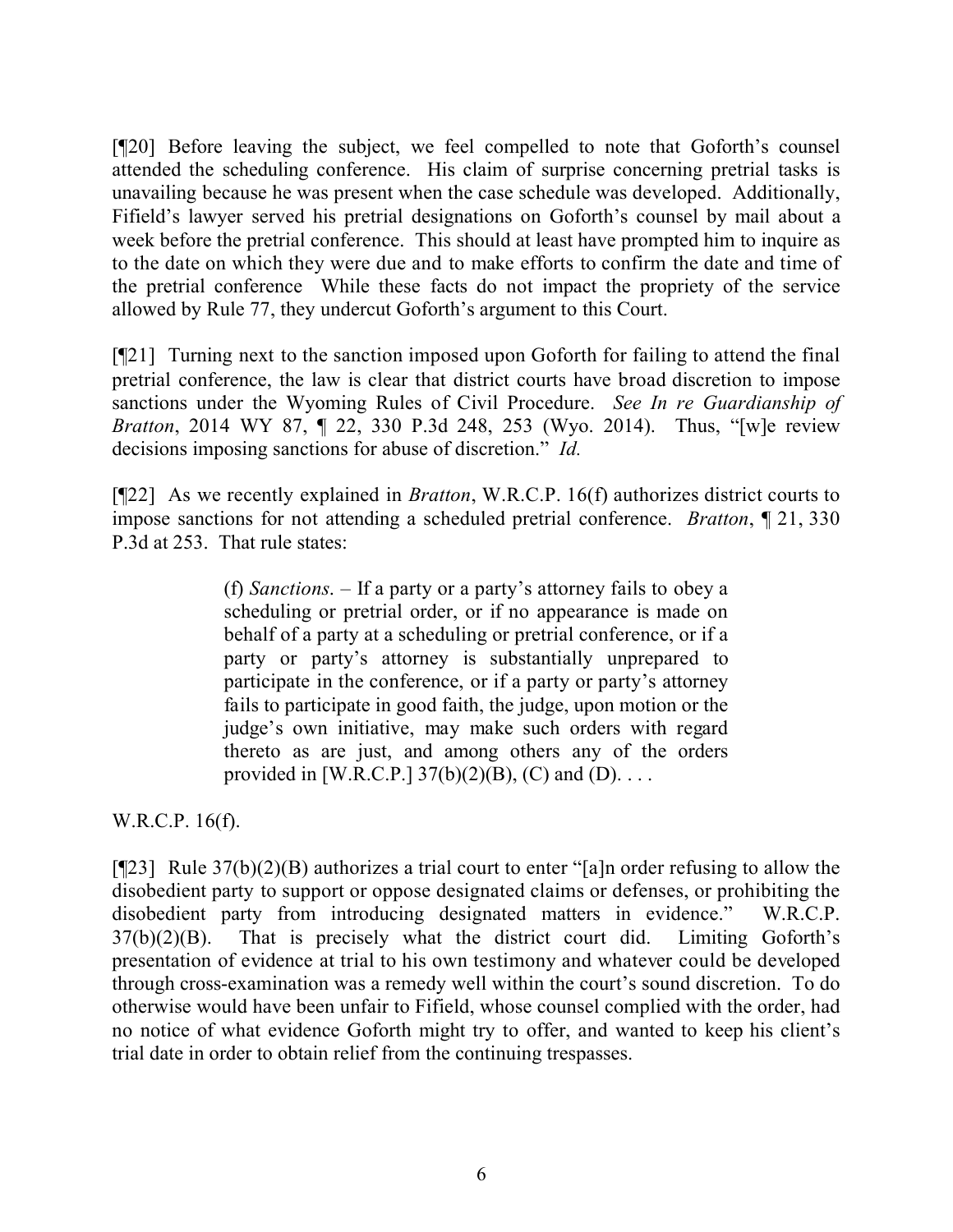[¶20] Before leaving the subject, we feel compelled to note that Goforth's counsel attended the scheduling conference. His claim of surprise concerning pretrial tasks is unavailing because he was present when the case schedule was developed. Additionally, Fifield's lawyer served his pretrial designations on Goforth's counsel by mail about a week before the pretrial conference. This should at least have prompted him to inquire as to the date on which they were due and to make efforts to confirm the date and time of the pretrial conference While these facts do not impact the propriety of the service allowed by Rule 77, they undercut Goforth's argument to this Court.

[¶21] Turning next to the sanction imposed upon Goforth for failing to attend the final pretrial conference, the law is clear that district courts have broad discretion to impose sanctions under the Wyoming Rules of Civil Procedure. *See In re Guardianship of Bratton*, 2014 WY 87, ¶ 22, 330 P.3d 248, 253 (Wyo. 2014). Thus, "[w]e review decisions imposing sanctions for abuse of discretion." *Id.*

[¶22] As we recently explained in *Bratton*, W.R.C.P. 16(f) authorizes district courts to impose sanctions for not attending a scheduled pretrial conference. *Bratton*, ¶ 21, 330 P.3d at 253. That rule states:

> (f) *Sanctions*. – If a party or a party's attorney fails to obey a scheduling or pretrial order, or if no appearance is made on behalf of a party at a scheduling or pretrial conference, or if a party or party's attorney is substantially unprepared to participate in the conference, or if a party or party's attorney fails to participate in good faith, the judge, upon motion or the judge's own initiative, may make such orders with regard thereto as are just, and among others any of the orders provided in [W.R.C.P.] 37(b)(2)(B), (C) and (D). . . .

W.R.C.P. 16(f).

[¶23] Rule 37(b)(2)(B) authorizes a trial court to enter "[a]n order refusing to allow the disobedient party to support or oppose designated claims or defenses, or prohibiting the disobedient party from introducing designated matters in evidence." W.R.C.P. 37(b)(2)(B). That is precisely what the district court did. Limiting Goforth's presentation of evidence at trial to his own testimony and whatever could be developed through cross-examination was a remedy well within the court's sound discretion. To do otherwise would have been unfair to Fifield, whose counsel complied with the order, had no notice of what evidence Goforth might try to offer, and wanted to keep his client's trial date in order to obtain relief from the continuing trespasses.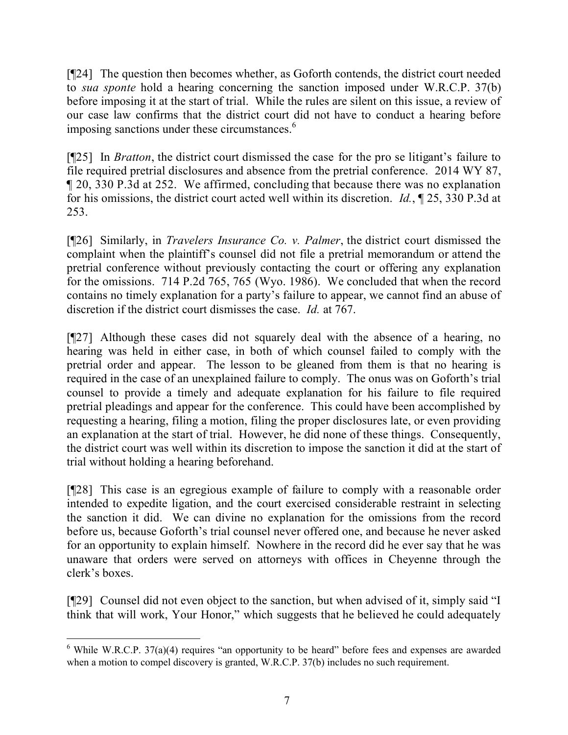[¶24] The question then becomes whether, as Goforth contends, the district court needed to *sua sponte* hold a hearing concerning the sanction imposed under W.R.C.P. 37(b) before imposing it at the start of trial. While the rules are silent on this issue, a review of our case law confirms that the district court did not have to conduct a hearing before imposing sanctions under these circumstances.[6]

[¶25] In *Bratton*, the district court dismissed the case for the pro se litigant's failure to file required pretrial disclosures and absence from the pretrial conference. 2014 WY 87, ¶ 20, 330 P.3d at 252. We affirmed, concluding that because there was no explanation for his omissions, the district court acted well within its discretion. *Id.*, ¶ 25, 330 P.3d at 253.

[¶26] Similarly, in *Travelers Insurance Co. v. Palmer*, the district court dismissed the complaint when the plaintiff's counsel did not file a pretrial memorandum or attend the pretrial conference without previously contacting the court or offering any explanation for the omissions. 714 P.2d 765, 765 (Wyo. 1986). We concluded that when the record contains no timely explanation for a party's failure to appear, we cannot find an abuse of discretion if the district court dismisses the case. *Id.* at 767.

[¶27] Although these cases did not squarely deal with the absence of a hearing, no hearing was held in either case, in both of which counsel failed to comply with the pretrial order and appear. The lesson to be gleaned from them is that no hearing is required in the case of an unexplained failure to comply. The onus was on Goforth's trial counsel to provide a timely and adequate explanation for his failure to file required pretrial pleadings and appear for the conference. This could have been accomplished by requesting a hearing, filing a motion, filing the proper disclosures late, or even providing an explanation at the start of trial. However, he did none of these things. Consequently, the district court was well within its discretion to impose the sanction it did at the start of trial without holding a hearing beforehand.

[¶28] This case is an egregious example of failure to comply with a reasonable order intended to expedite ligation, and the court exercised considerable restraint in selecting the sanction it did. We can divine no explanation for the omissions from the record before us, because Goforth's trial counsel never offered one, and because he never asked for an opportunity to explain himself. Nowhere in the record did he ever say that he was unaware that orders were served on attorneys with offices in Cheyenne through the clerk's boxes.

[¶29] Counsel did not even object to the sanction, but when advised of it, simply said "I think that will work, Your Honor," which suggests that he believed he could adequately

---

[6] While W.R.C.P. 37(a)(4) requires "an opportunity to be heard" before fees and expenses are awarded when a motion to compel discovery is granted, W.R.C.P. 37(b) includes no such requirement.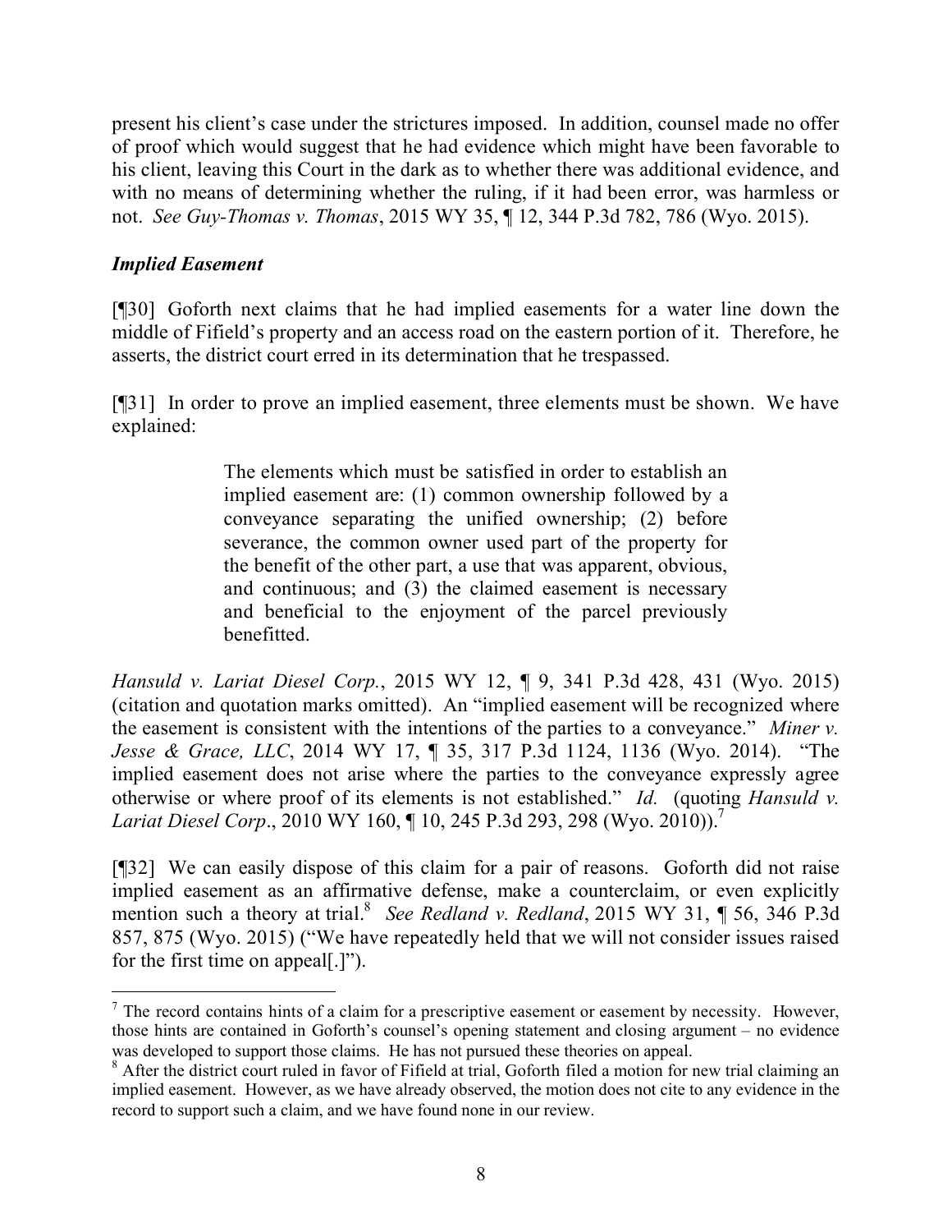present his client's case under the strictures imposed. In addition, counsel made no offer of proof which would suggest that he had evidence which might have been favorable to his client, leaving this Court in the dark as to whether there was additional evidence, and with no means of determining whether the ruling, if it had been error, was harmless or not. *See Guy-Thomas v. Thomas*, 2015 WY 35, ¶ 12, 344 P.3d 782, 786 (Wyo. 2015).

### *Implied Easement*

[¶30] Goforth next claims that he had implied easements for a water line down the middle of Fifield's property and an access road on the eastern portion of it. Therefore, he asserts, the district court erred in its determination that he trespassed.

[¶31] In order to prove an implied easement, three elements must be shown. We have explained:

> The elements which must be satisfied in order to establish an implied easement are: (1) common ownership followed by a conveyance separating the unified ownership; (2) before severance, the common owner used part of the property for the benefit of the other part, a use that was apparent, obvious, and continuous; and (3) the claimed easement is necessary and beneficial to the enjoyment of the parcel previously benefitted.

*Hansuld v. Lariat Diesel Corp.*, 2015 WY 12, ¶ 9, 341 P.3d 428, 431 (Wyo. 2015) (citation and quotation marks omitted). An "implied easement will be recognized where the easement is consistent with the intentions of the parties to a conveyance." *Miner v. Jesse & Grace, LLC*, 2014 WY 17, ¶ 35, 317 P.3d 1124, 1136 (Wyo. 2014). "The implied easement does not arise where the parties to the conveyance expressly agree otherwise or where proof of its elements is not established." *Id.* (quoting *Hansuld v. Lariat Diesel Corp*., 2010 WY 160, ¶ 10, 245 P.3d 293, 298 (Wyo. 2010)).[7]

[¶32] We can easily dispose of this claim for a pair of reasons. Goforth did not raise implied easement as an affirmative defense, make a counterclaim, or even explicitly mention such a theory at trial.[8] *See Redland v. Redland*, 2015 WY 31, ¶ 56, 346 P.3d 857, 875 (Wyo. 2015) ("We have repeatedly held that we will not consider issues raised for the first time on appeal[.]").

---

[7] The record contains hints of a claim for a prescriptive easement or easement by necessity. However, those hints are contained in Goforth's counsel's opening statement and closing argument – no evidence was developed to support those claims. He has not pursued these theories on appeal.

[8] After the district court ruled in favor of Fifield at trial, Goforth filed a motion for new trial claiming an implied easement. However, as we have already observed, the motion does not cite to any evidence in the record to support such a claim, and we have found none in our review.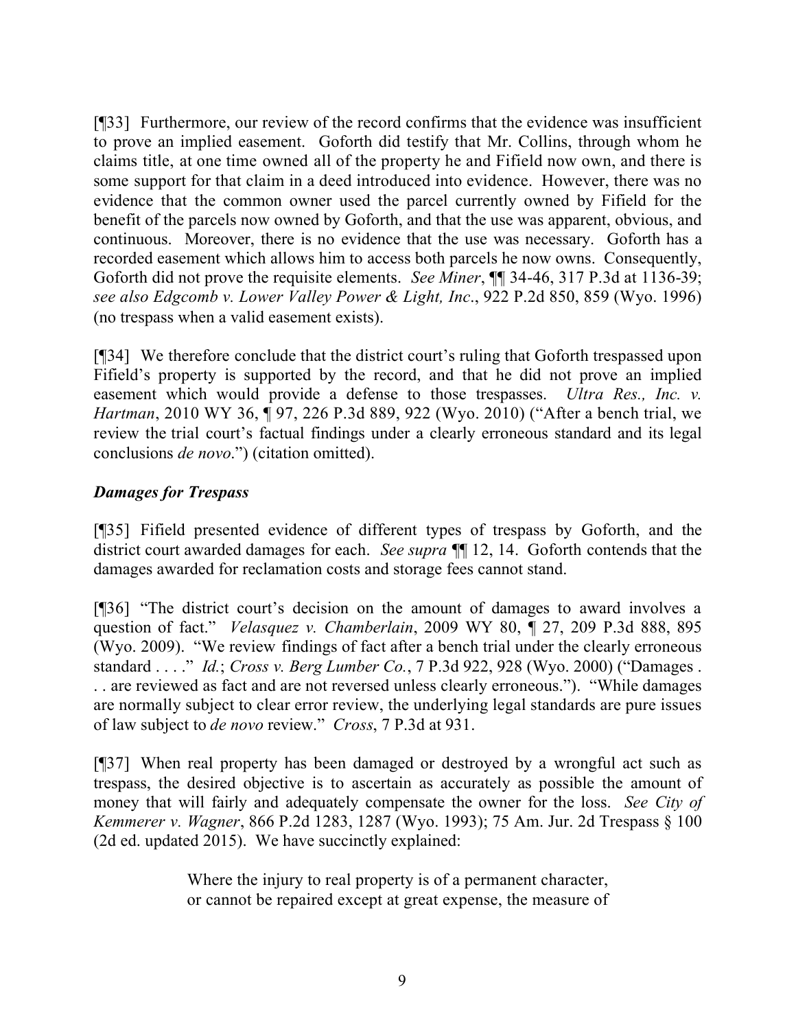[¶33] Furthermore, our review of the record confirms that the evidence was insufficient to prove an implied easement. Goforth did testify that Mr. Collins, through whom he claims title, at one time owned all of the property he and Fifield now own, and there is some support for that claim in a deed introduced into evidence. However, there was no evidence that the common owner used the parcel currently owned by Fifield for the benefit of the parcels now owned by Goforth, and that the use was apparent, obvious, and continuous. Moreover, there is no evidence that the use was necessary. Goforth has a recorded easement which allows him to access both parcels he now owns. Consequently, Goforth did not prove the requisite elements. *See Miner*, ¶¶ 34-46, 317 P.3d at 1136-39; *see also Edgcomb v. Lower Valley Power & Light, Inc.*, 922 P.2d 850, 859 (Wyo. 1996) (no trespass when a valid easement exists).

[¶34] We therefore conclude that the district court's ruling that Goforth trespassed upon Fifield's property is supported by the record, and that he did not prove an implied easement which would provide a defense to those trespasses. *Ultra Res., Inc. v. Hartman*, 2010 WY 36, ¶ 97, 226 P.3d 889, 922 (Wyo. 2010) ("After a bench trial, we review the trial court's factual findings under a clearly erroneous standard and its legal conclusions *de novo*.") (citation omitted).

### *Damages for Trespass*

[¶35] Fifield presented evidence of different types of trespass by Goforth, and the district court awarded damages for each. *See supra* ¶¶ 12, 14. Goforth contends that the damages awarded for reclamation costs and storage fees cannot stand.

[¶36] "The district court's decision on the amount of damages to award involves a question of fact." *Velasquez v. Chamberlain*, 2009 WY 80, ¶ 27, 209 P.3d 888, 895 (Wyo. 2009). "We review findings of fact after a bench trial under the clearly erroneous standard . . . ." *Id.*; *Cross v. Berg Lumber Co.*, 7 P.3d 922, 928 (Wyo. 2000) ("Damages . . . are reviewed as fact and are not reversed unless clearly erroneous."). "While damages are normally subject to clear error review, the underlying legal standards are pure issues of law subject to *de novo* review." *Cross*, 7 P.3d at 931.

[¶37] When real property has been damaged or destroyed by a wrongful act such as trespass, the desired objective is to ascertain as accurately as possible the amount of money that will fairly and adequately compensate the owner for the loss. *See City of Kemmerer v. Wagner*, 866 P.2d 1283, 1287 (Wyo. 1993); 75 Am. Jur. 2d Trespass § 100 (2d ed. updated 2015). We have succinctly explained:

> Where the injury to real property is of a permanent character, or cannot be repaired except at great expense, the measure of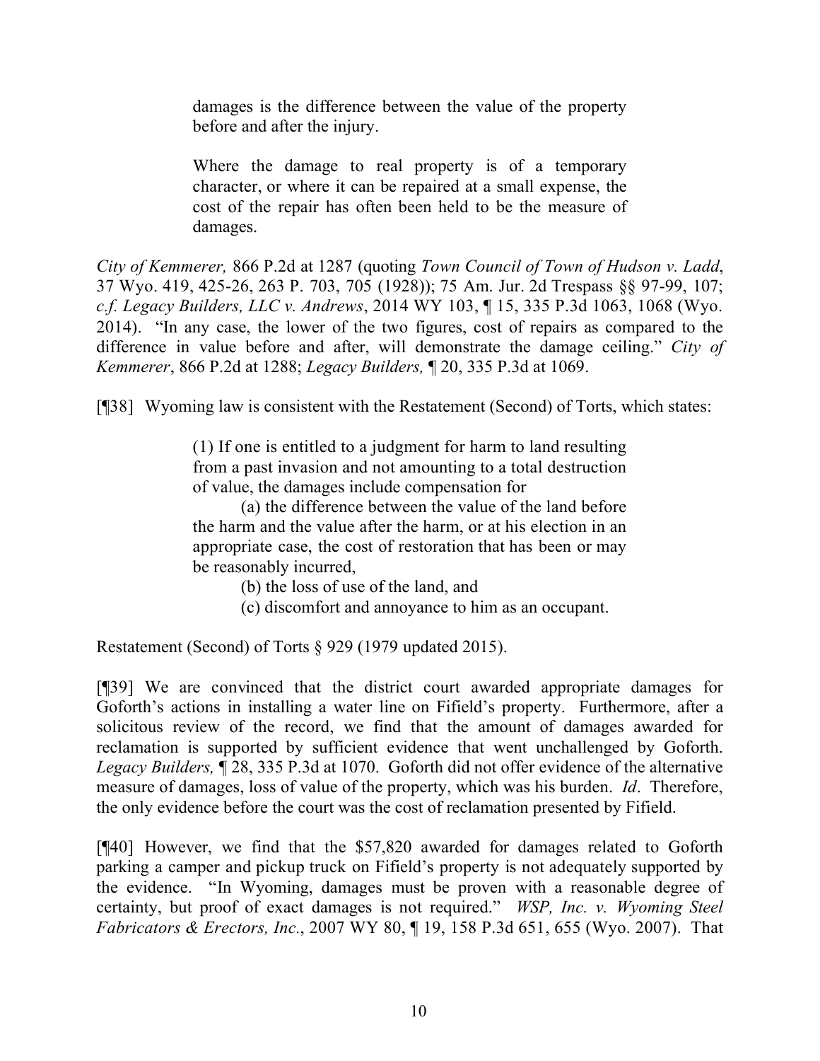> damages is the difference between the value of the property before and after the injury.
>
> Where the damage to real property is of a temporary character, or where it can be repaired at a small expense, the cost of the repair has often been held to be the measure of damages.

*City of Kemmerer,* 866 P.2d at 1287 (quoting *Town Council of Town of Hudson v. Ladd*, 37 Wyo. 419, 425-26, 263 P. 703, 705 (1928)); 75 Am. Jur. 2d Trespass §§ 97-99, 107; *c.f. Legacy Builders, LLC v. Andrews*, 2014 WY 103, ¶ 15, 335 P.3d 1063, 1068 (Wyo. 2014). "In any case, the lower of the two figures, cost of repairs as compared to the difference in value before and after, will demonstrate the damage ceiling." *City of Kemmerer*, 866 P.2d at 1288; *Legacy Builders,* ¶ 20, 335 P.3d at 1069.

[¶38] Wyoming law is consistent with the Restatement (Second) of Torts, which states:

> (1) If one is entitled to a judgment for harm to land resulting from a past invasion and not amounting to a total destruction of value, the damages include compensation for
>
> (a) the difference between the value of the land before the harm and the value after the harm, or at his election in an appropriate case, the cost of restoration that has been or may be reasonably incurred,
>
> (b) the loss of use of the land, and
>
> (c) discomfort and annoyance to him as an occupant.

Restatement (Second) of Torts § 929 (1979 updated 2015).

[¶39] We are convinced that the district court awarded appropriate damages for Goforth's actions in installing a water line on Fifield's property. Furthermore, after a solicitous review of the record, we find that the amount of damages awarded for reclamation is supported by sufficient evidence that went unchallenged by Goforth. *Legacy Builders,* ¶ 28, 335 P.3d at 1070. Goforth did not offer evidence of the alternative measure of damages, loss of value of the property, which was his burden. *Id*. Therefore, the only evidence before the court was the cost of reclamation presented by Fifield.

[¶40] However, we find that the $57,820 awarded for damages related to Goforth parking a camper and pickup truck on Fifield's property is not adequately supported by the evidence. "In Wyoming, damages must be proven with a reasonable degree of certainty, but proof of exact damages is not required." *WSP, Inc. v. Wyoming Steel Fabricators & Erectors, Inc.*, 2007 WY 80, ¶ 19, 158 P.3d 651, 655 (Wyo. 2007). That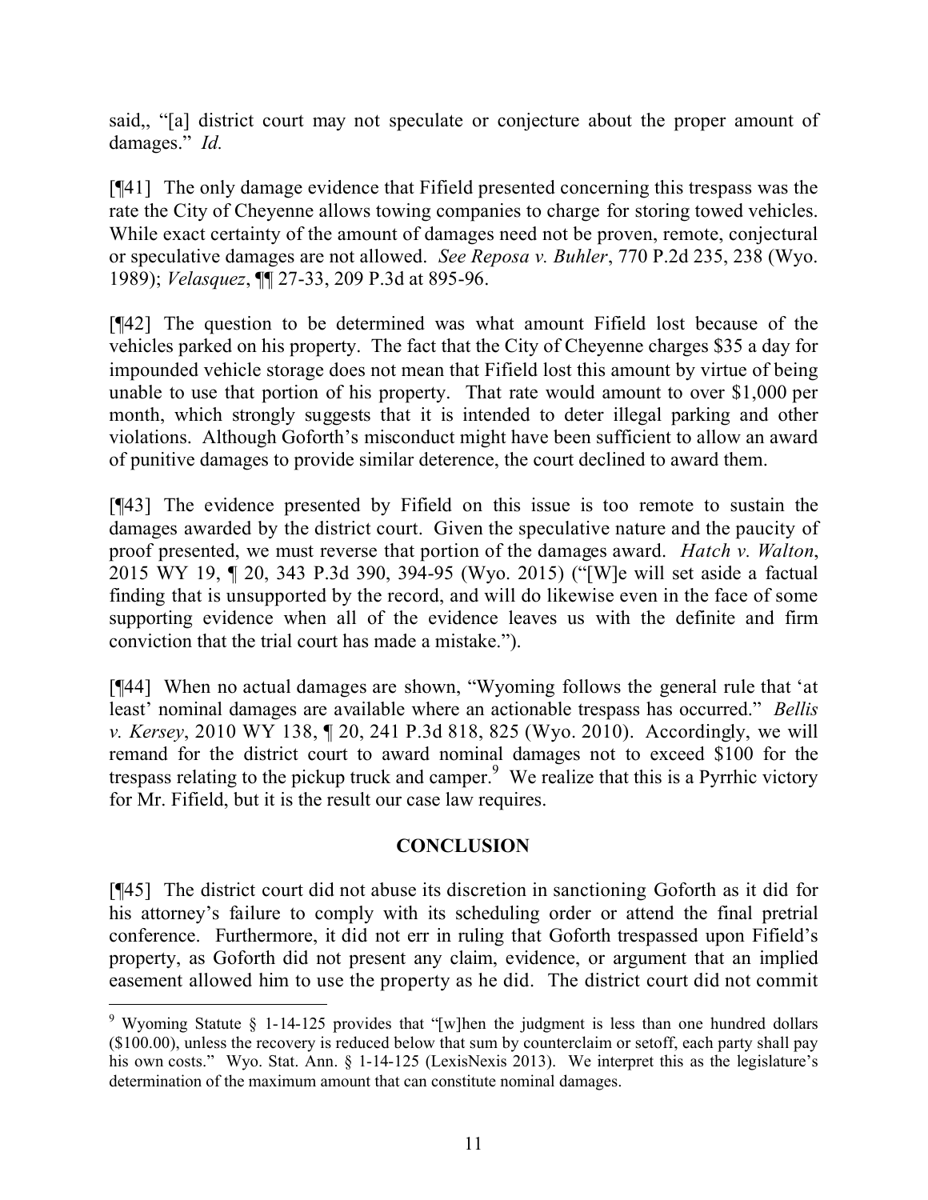said,, "[a] district court may not speculate or conjecture about the proper amount of damages." *Id.*

[¶41] The only damage evidence that Fifield presented concerning this trespass was the rate the City of Cheyenne allows towing companies to charge for storing towed vehicles. While exact certainty of the amount of damages need not be proven, remote, conjectural or speculative damages are not allowed. *See Reposa v. Buhler*, 770 P.2d 235, 238 (Wyo. 1989); *Velasquez*, ¶¶ 27-33, 209 P.3d at 895-96.

[¶42] The question to be determined was what amount Fifield lost because of the vehicles parked on his property. The fact that the City of Cheyenne charges $35 a day for impounded vehicle storage does not mean that Fifield lost this amount by virtue of being unable to use that portion of his property. That rate would amount to over $1,000 per month, which strongly suggests that it is intended to deter illegal parking and other violations. Although Goforth's misconduct might have been sufficient to allow an award of punitive damages to provide similar deterence, the court declined to award them.

[¶43] The evidence presented by Fifield on this issue is too remote to sustain the damages awarded by the district court. Given the speculative nature and the paucity of proof presented, we must reverse that portion of the damages award. *Hatch v. Walton*, 2015 WY 19, ¶ 20, 343 P.3d 390, 394-95 (Wyo. 2015) ("[W]e will set aside a factual finding that is unsupported by the record, and will do likewise even in the face of some supporting evidence when all of the evidence leaves us with the definite and firm conviction that the trial court has made a mistake.").

[¶44] When no actual damages are shown, "Wyoming follows the general rule that 'at least' nominal damages are available where an actionable trespass has occurred." *Bellis v. Kersey*, 2010 WY 138, ¶ 20, 241 P.3d 818, 825 (Wyo. 2010). Accordingly, we will remand for the district court to award nominal damages not to exceed $100 for the trespass relating to the pickup truck and camper.[9] We realize that this is a Pyrrhic victory for Mr. Fifield, but it is the result our case law requires.

## CONCLUSION

[¶45] The district court did not abuse its discretion in sanctioning Goforth as it did for his attorney's failure to comply with its scheduling order or attend the final pretrial conference. Furthermore, it did not err in ruling that Goforth trespassed upon Fifield's property, as Goforth did not present any claim, evidence, or argument that an implied easement allowed him to use the property as he did. The district court did not commit

---

[9] Wyoming Statute § 1-14-125 provides that "[w]hen the judgment is less than one hundred dollars ($100.00), unless the recovery is reduced below that sum by counterclaim or setoff, each party shall pay his own costs." Wyo. Stat. Ann. § 1-14-125 (LexisNexis 2013). We interpret this as the legislature's determination of the maximum amount that can constitute nominal damages.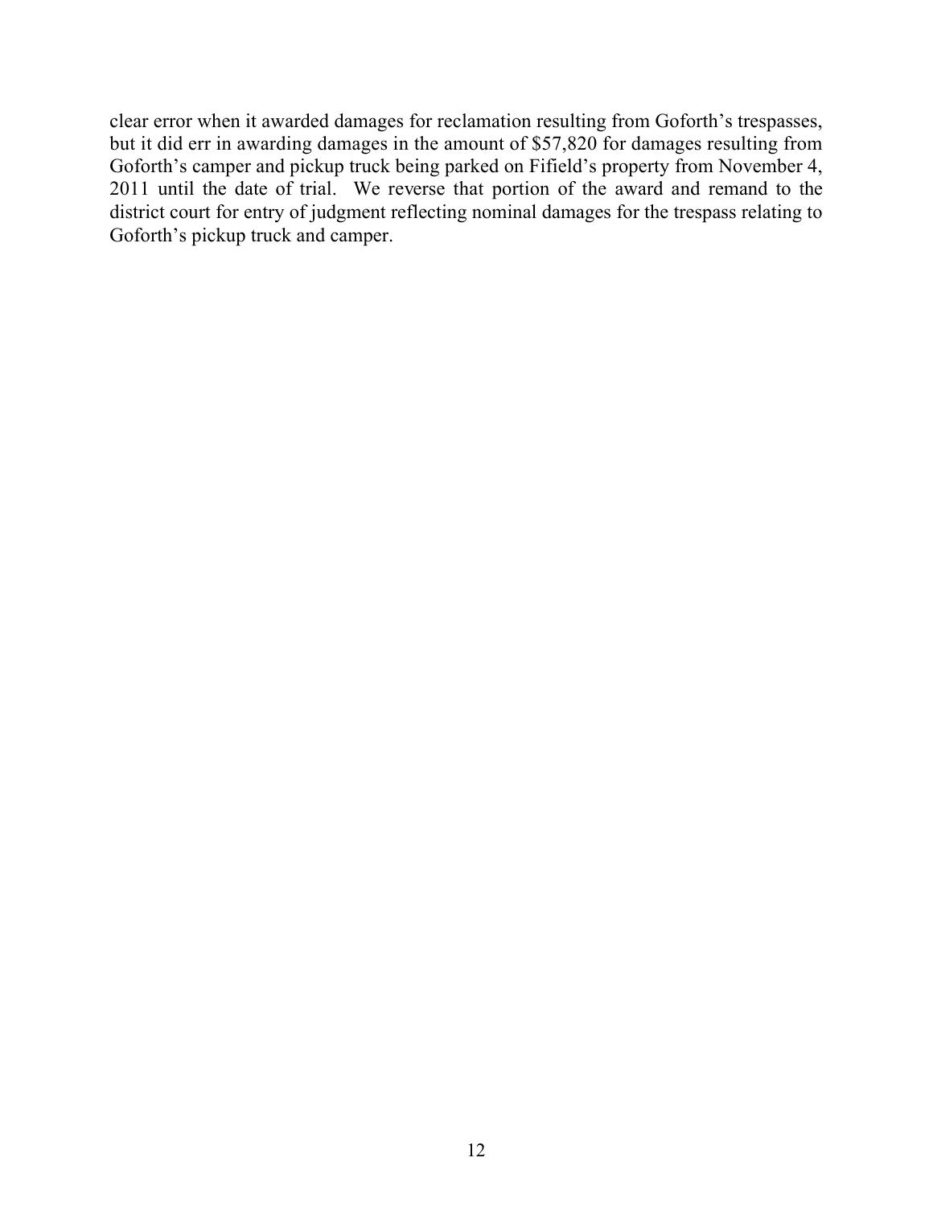clear error when it awarded damages for reclamation resulting from Goforth's trespasses, but it did err in awarding damages in the amount of $57,820 for damages resulting from Goforth's camper and pickup truck being parked on Fifield's property from November 4, 2011 until the date of trial. We reverse that portion of the award and remand to the district court for entry of judgment reflecting nominal damages for the trespass relating to Goforth's pickup truck and camper.